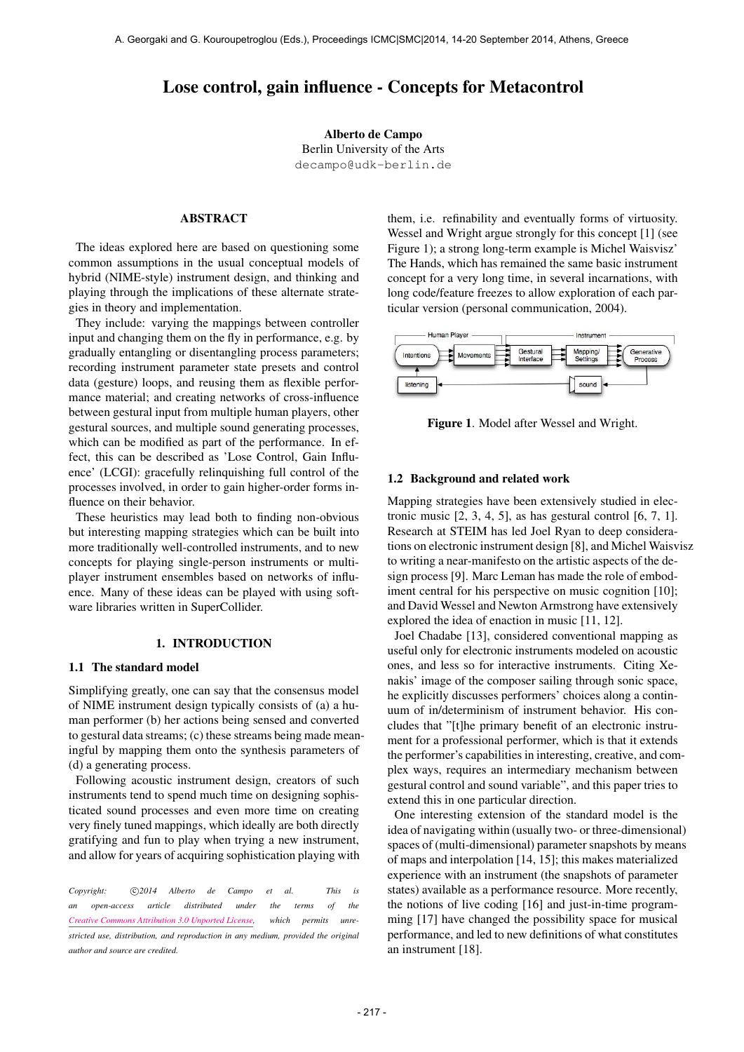# Lose control, gain influence - Concepts for Metacontrol

**Alberto de Campo**
Berlin University of the Arts
decampo@udk-berlin.de

## ABSTRACT

The ideas explored here are based on questioning some common assumptions in the usual conceptual models of hybrid (NIME-style) instrument design, and thinking and playing through the implications of these alternate strategies in theory and implementation.

They include: varying the mappings between controller input and changing them on the fly in performance, e.g. by gradually entangling or disentangling process parameters; recording instrument parameter state presets and control data (gesture) loops, and reusing them as flexible performance material; and creating networks of cross-influence between gestural input from multiple human players, other gestural sources, and multiple sound generating processes, which can be modified as part of the performance. In effect, this can be described as 'Lose Control, Gain Influence' (LCGI): gracefully relinquishing full control of the processes involved, in order to gain higher-order forms influence on their behavior.

These heuristics may lead both to finding non-obvious but interesting mapping strategies which can be built into more traditionally well-controlled instruments, and to new concepts for playing single-person instruments or multi-player instrument ensembles based on networks of influence. Many of these ideas can be played with using software libraries written in SuperCollider.

## 1. INTRODUCTION

### 1.1 The standard model

Simplifying greatly, one can say that the consensus model of NIME instrument design typically consists of (a) a human performer (b) her actions being sensed and converted to gestural data streams; (c) these streams being made meaningful by mapping them onto the synthesis parameters of (d) a generating process.

Following acoustic instrument design, creators of such instruments tend to spend much time on designing sophisticated sound processes and even more time on creating very finely tuned mappings, which ideally are both directly gratifying and fun to play when trying a new instrument, and allow for years of acquiring sophistication playing with them, i.e. refinability and eventually forms of virtuosity. Wessel and Wright argue strongly for this concept [1] (see Figure 1); a strong long-term example is Michel Waisvisz' The Hands, which has remained the same basic instrument concept for a very long time, in several incarnations, with long code/feature freezes to allow exploration of each particular version (personal communication, 2004).

**Figure 1**. Model after Wessel and Wright.

### 1.2 Background and related work

Mapping strategies have been extensively studied in electronic music [2, 3, 4, 5], as has gestural control [6, 7, 1]. Research at STEIM has led Joel Ryan to deep considerations on electronic instrument design [8], and Michel Waisvisz to writing a near-manifesto on the artistic aspects of the design process [9]. Marc Leman has made the role of embodiment central for his perspective on music cognition [10]; and David Wessel and Newton Armstrong have extensively explored the idea of enaction in music [11, 12].

Joel Chadabe [13], considered conventional mapping as useful only for electronic instruments modeled on acoustic ones, and less so for interactive instruments. Citing Xenakis' image of the composer sailing through sonic space, he explicitly discusses performers' choices along a continuum of in/determinism of instrument behavior. His concludes that "[t]he primary benefit of an electronic instrument for a professional performer, which is that it extends the performer's capabilities in interesting, creative, and complex ways, requires an intermediary mechanism between gestural control and sound variable", and this paper tries to extend this in one particular direction.

One interesting extension of the standard model is the idea of navigating within (usually two- or three-dimensional) spaces of (multi-dimensional) parameter snapshots by means of maps and interpolation [14, 15]; this makes materialized experience with an instrument (the snapshots of parameter states) available as a performance resource. More recently, the notions of live coding [16] and just-in-time programming [17] have changed the possibility space for musical performance, and led to new definitions of what constitutes an instrument [18].

*Copyright: ©2014 Alberto de Campo et al. This is an open-access article distributed under the terms of the Creative Commons Attribution 3.0 Unported License, which permits unrestricted use, distribution, and reproduction in any medium, provided the original author and source are credited.*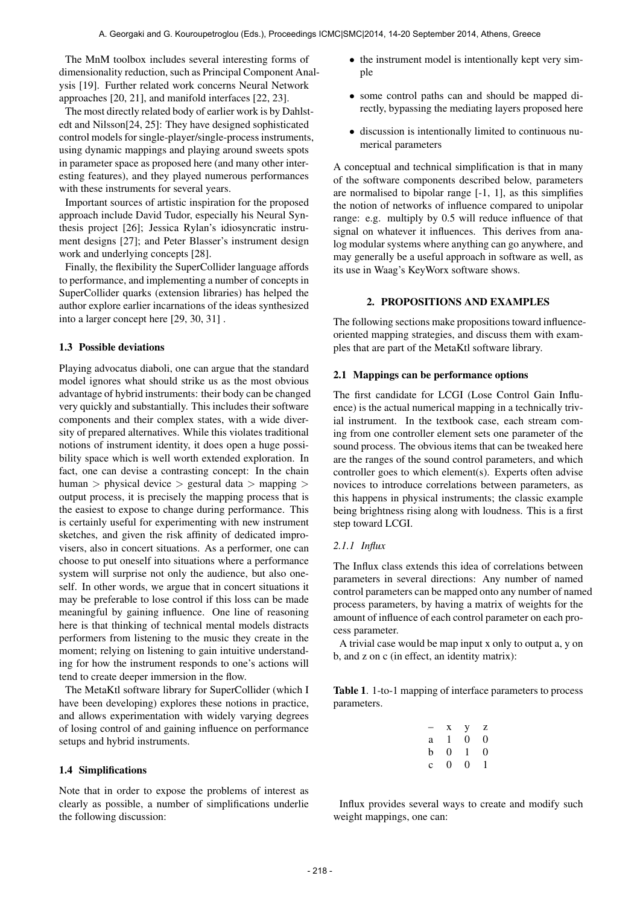The MnM toolbox includes several interesting forms of dimensionality reduction, such as Principal Component Analysis [19]. Further related work concerns Neural Network approaches [20, 21], and manifold interfaces [22, 23].

The most directly related body of earlier work is by Dahlstedt and Nilsson[24, 25]: They have designed sophisticated control models for single-player/single-process instruments, using dynamic mappings and playing around sweets spots in parameter space as proposed here (and many other interesting features), and they played numerous performances with these instruments for several years.

Important sources of artistic inspiration for the proposed approach include David Tudor, especially his Neural Synthesis project [26]; Jessica Rylan's idiosyncratic instrument designs [27]; and Peter Blasser's instrument design work and underlying concepts [28].

Finally, the flexibility the SuperCollider language affords to performance, and implementing a number of concepts in SuperCollider quarks (extension libraries) has helped the author explore earlier incarnations of the ideas synthesized into a larger concept here [29, 30, 31] .

### 1.3 Possible deviations

Playing advocatus diaboli, one can argue that the standard model ignores what should strike us as the most obvious advantage of hybrid instruments: their body can be changed very quickly and substantially. This includes their software components and their complex states, with a wide diversity of prepared alternatives. While this violates traditional notions of instrument identity, it does open a huge possibility space which is well worth extended exploration. In fact, one can devise a contrasting concept: In the chain human > physical device > gestural data > mapping > output process, it is precisely the mapping process that is the easiest to expose to change during performance. This is certainly useful for experimenting with new instrument sketches, and given the risk affinity of dedicated improvisers, also in concert situations. As a performer, one can choose to put oneself into situations where a performance system will surprise not only the audience, but also oneself. In other words, we argue that in concert situations it may be preferable to lose control if this loss can be made meaningful by gaining influence. One line of reasoning here is that thinking of technical mental models distracts performers from listening to the music they create in the moment; relying on listening to gain intuitive understanding for how the instrument responds to one's actions will tend to create deeper immersion in the flow.

The MetaKtl software library for SuperCollider (which I have been developing) explores these notions in practice, and allows experimentation with widely varying degrees of losing control of and gaining influence on performance setups and hybrid instruments.

### 1.4 Simplifications

Note that in order to expose the problems of interest as clearly as possible, a number of simplifications underlie the following discussion:

- the instrument model is intentionally kept very simple
- some control paths can and should be mapped directly, bypassing the mediating layers proposed here
- discussion is intentionally limited to continuous numerical parameters

A conceptual and technical simplification is that in many of the software components described below, parameters are normalised to bipolar range [-1, 1], as this simplifies the notion of networks of influence compared to unipolar range: e.g. multiply by 0.5 will reduce influence of that signal on whatever it influences. This derives from analog modular systems where anything can go anywhere, and may generally be a useful approach in software as well, as its use in Waag's KeyWorx software shows.

## 2. PROPOSITIONS AND EXAMPLES

The following sections make propositions toward influence-oriented mapping strategies, and discuss them with examples that are part of the MetaKtl software library.

### 2.1 Mappings can be performance options

The first candidate for LCGI (Lose Control Gain Influence) is the actual numerical mapping in a technically trivial instrument. In the textbook case, each stream coming from one controller element sets one parameter of the sound process. The obvious items that can be tweaked here are the ranges of the sound control parameters, and which controller goes to which element(s). Experts often advise novices to introduce correlations between parameters, as this happens in physical instruments; the classic example being brightness rising along with loudness. This is a first step toward LCGI.

#### *2.1.1 Influx*

The Influx class extends this idea of correlations between parameters in several directions: Any number of named control parameters can be mapped onto any number of named process parameters, by having a matrix of weights for the amount of influence of each control parameter on each process parameter.

A trivial case would be map input x only to output a, y on b, and z on c (in effect, an identity matrix):

**Table 1**. 1-to-1 mapping of interface parameters to process parameters.

| – | x | y | z |
|---|---|---|---|
| a | 1 | 0 | 0 |
| b | 0 | 1 | 0 |
| c | 0 | 0 | 1 |

Influx provides several ways to create and modify such weight mappings, one can: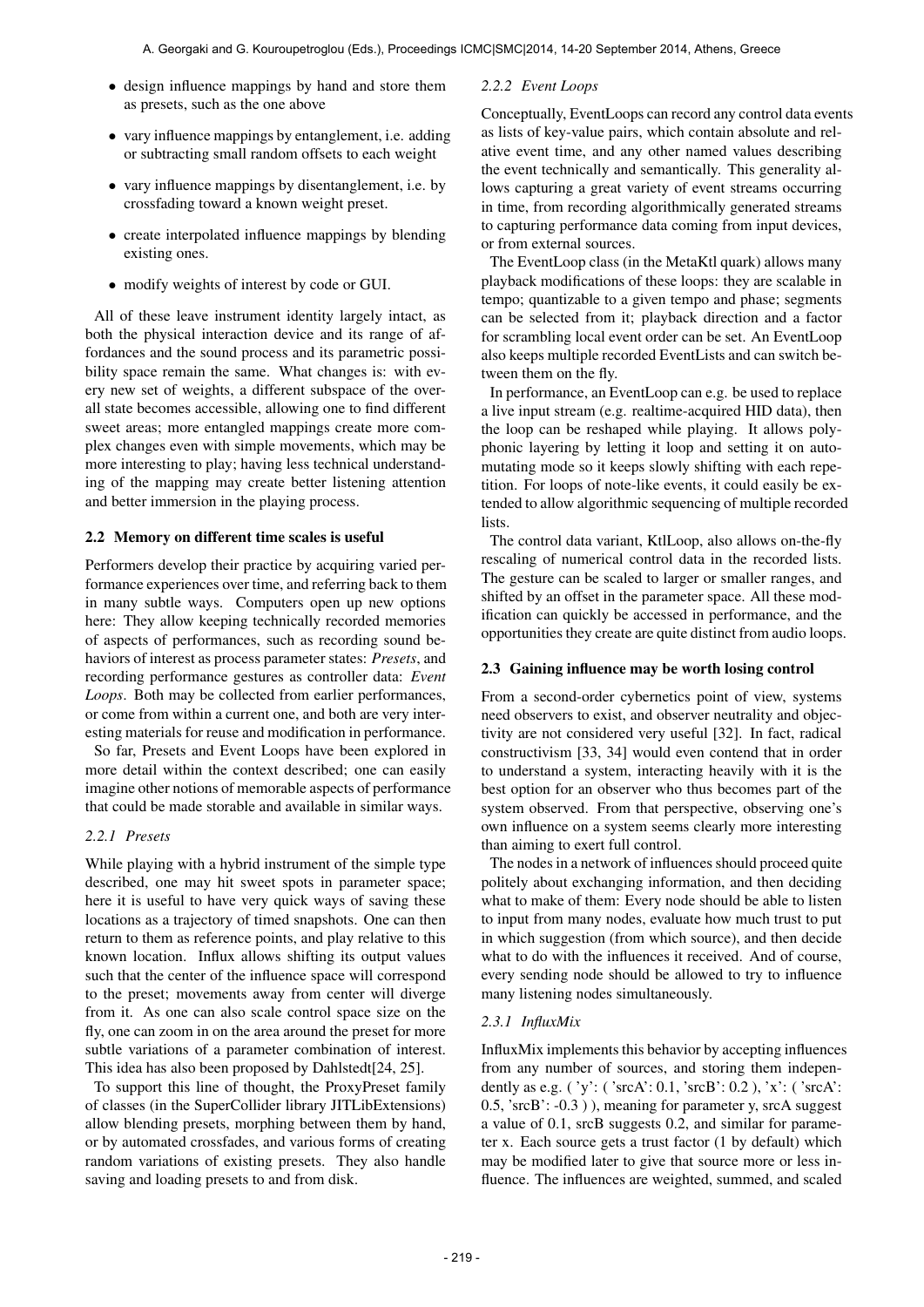- design influence mappings by hand and store them as presets, such as the one above
- vary influence mappings by entanglement, i.e. adding or subtracting small random offsets to each weight
- vary influence mappings by disentanglement, i.e. by crossfading toward a known weight preset.
- create interpolated influence mappings by blending existing ones.
- modify weights of interest by code or GUI.

All of these leave instrument identity largely intact, as both the physical interaction device and its range of affordances and the sound process and its parametric possibility space remain the same. What changes is: with every new set of weights, a different subspace of the overall state becomes accessible, allowing one to find different sweet areas; more entangled mappings create more complex changes even with simple movements, which may be more interesting to play; having less technical understanding of the mapping may create better listening attention and better immersion in the playing process.

### 2.2 Memory on different time scales is useful

Performers develop their practice by acquiring varied performance experiences over time, and referring back to them in many subtle ways. Computers open up new options here: They allow keeping technically recorded memories of aspects of performances, such as recording sound behaviors of interest as process parameter states: *Presets*, and recording performance gestures as controller data: *Event Loops*. Both may be collected from earlier performances, or come from within a current one, and both are very interesting materials for reuse and modification in performance.

So far, Presets and Event Loops have been explored in more detail within the context described; one can easily imagine other notions of memorable aspects of performance that could be made storable and available in similar ways.

#### *2.2.1 Presets*

While playing with a hybrid instrument of the simple type described, one may hit sweet spots in parameter space; here it is useful to have very quick ways of saving these locations as a trajectory of timed snapshots. One can then return to them as reference points, and play relative to this known location. Influx allows shifting its output values such that the center of the influence space will correspond to the preset; movements away from center will diverge from it. As one can also scale control space size on the fly, one can zoom in on the area around the preset for more subtle variations of a parameter combination of interest. This idea has also been proposed by Dahlstedt[24, 25].

To support this line of thought, the ProxyPreset family of classes (in the SuperCollider library JITLibExtensions) allow blending presets, morphing between them by hand, or by automated crossfades, and various forms of creating random variations of existing presets. They also handle saving and loading presets to and from disk.

#### *2.2.2 Event Loops*

Conceptually, EventLoops can record any control data events as lists of key-value pairs, which contain absolute and relative event time, and any other named values describing the event technically and semantically. This generality allows capturing a great variety of event streams occurring in time, from recording algorithmically generated streams to capturing performance data coming from input devices, or from external sources.

The EventLoop class (in the MetaKtl quark) allows many playback modifications of these loops: they are scalable in tempo; quantizable to a given tempo and phase; segments can be selected from it; playback direction and a factor for scrambling local event order can be set. An EventLoop also keeps multiple recorded EventLists and can switch between them on the fly.

In performance, an EventLoop can e.g. be used to replace a live input stream (e.g. realtime-acquired HID data), then the loop can be reshaped while playing. It allows polyphonic layering by letting it loop and setting it on automutating mode so it keeps slowly shifting with each repetition. For loops of note-like events, it could easily be extended to allow algorithmic sequencing of multiple recorded lists.

The control data variant, KtlLoop, also allows on-the-fly rescaling of numerical control data in the recorded lists. The gesture can be scaled to larger or smaller ranges, and shifted by an offset in the parameter space. All these modification can quickly be accessed in performance, and the opportunities they create are quite distinct from audio loops.

### 2.3 Gaining influence may be worth losing control

From a second-order cybernetics point of view, systems need observers to exist, and observer neutrality and objectivity are not considered very useful [32]. In fact, radical constructivism [33, 34] would even contend that in order to understand a system, interacting heavily with it is the best option for an observer who thus becomes part of the system observed. From that perspective, observing one's own influence on a system seems clearly more interesting than aiming to exert full control.

The nodes in a network of influences should proceed quite politely about exchanging information, and then deciding what to make of them: Every node should be able to listen to input from many nodes, evaluate how much trust to put in which suggestion (from which source), and then decide what to do with the influences it received. And of course, every sending node should be allowed to try to influence many listening nodes simultaneously.

#### *2.3.1 InfluxMix*

InfluxMix implements this behavior by accepting influences from any number of sources, and storing them independently as e.g. ( 'y': ( 'srcA': 0.1, 'srcB': 0.2 ), 'x': ( 'srcA': 0.5, 'srcB': -0.3 ) ), meaning for parameter y, srcA suggest a value of 0.1, srcB suggests 0.2, and similar for parameter x. Each source gets a trust factor (1 by default) which may be modified later to give that source more or less influence. The influences are weighted, summed, and scaled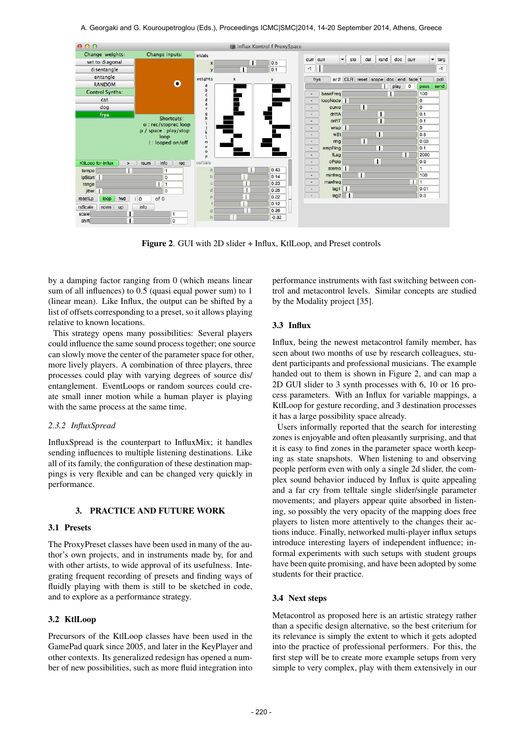**Figure 2**. GUI with 2D slider + Influx, KtlLoop, and Preset controls

by a damping factor ranging from 0 (which means linear sum of all influences) to 0.5 (quasi equal power sum) to 1 (linear mean). Like Influx, the output can be shifted by a list of offsets corresponding to a preset, so it allows playing relative to known locations.

This strategy opens many possibilities: Several players could influence the same sound process together; one source can slowly move the center of the parameter space for other, more lively players. A combination of three players, three processes could play with varying degrees of source dis/entanglement. EventLoops or random sources could create small inner motion while a human player is playing with the same process at the same time.

### 2.3.2 *InfluxSpread*

InfluxSpread is the counterpart to InfluxMix; it handles sending influences to multiple listening destinations. Like all of its family, the configuration of these destination mappings is very flexible and can be changed very quickly in performance.

## 3. PRACTICE AND FUTURE WORK

### 3.1 Presets

The ProxyPreset classes have been used in many of the author's own projects, and in instruments made by, for and with other artists, to wide approval of its usefulness. Integrating frequent recording of presets and finding ways of fluidly playing with them is still to be sketched in code, and to explore as a performance strategy.

### 3.2 KtlLoop

Precursors of the KtlLoop classes have been used in the GamePad quark since 2005, and later in the KeyPlayer and other contexts. Its generalized redesign has opened a number of new possibilities, such as more fluid integration into performance instruments with fast switching between control and metacontrol levels. Similar concepts are studied by the Modality project [35].

### 3.3 Influx

Influx, being the newest metacontrol family member, has seen about two months of use by research colleagues, student participants and professional musicians. The example handed out to them is shown in Figure 2, and can map a 2D GUI slider to 3 synth processes with 6, 10 or 16 process parameters. With an Influx for variable mappings, a KtlLoop for gesture recording, and 3 destination processes it has a large possibility space already.

Users informally reported that the search for interesting zones is enjoyable and often pleasantly surprising, and that it is easy to find zones in the parameter space worth keeping as state snapshots. When listening to and observing people perform even with only a single 2d slider, the complex sound behavior induced by Influx is quite appealing and a far cry from telltale single slider/single parameter movements; and players appear quite absorbed in listening, so possibly the very opacity of the mapping does free players to listen more attentively to the changes their actions induce. Finally, networked multi-player influx setups introduce interesting layers of independent influence; informal experiments with such setups with student groups have been quite promising, and have been adopted by some students for their practice.

### 3.4 Next steps

Metacontrol as proposed here is an artistic strategy rather than a specific design alternative, so the best criterium for its relevance is simply the extent to which it gets adopted into the practice of professional performers. For this, the first step will be to create more example setups from very simple to very complex, play with them extensively in our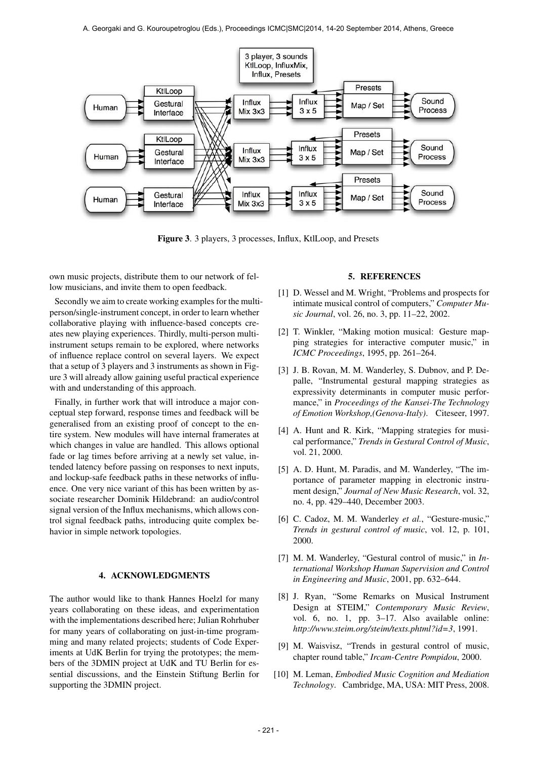Figure 3. 3 players, 3 processes, Influx, KtlLoop, and Presets

own music projects, distribute them to our network of fellow musicians, and invite them to open feedback.

Secondly we aim to create working examples for the multi-person/single-instrument concept, in order to learn whether collaborative playing with influence-based concepts creates new playing experiences. Thirdly, multi-person multi-instrument setups remain to be explored, where networks of influence replace control on several layers. We expect that a setup of 3 players and 3 instruments as shown in Figure 3 will already allow gaining useful practical experience with and understanding of this approach.

Finally, in further work that will introduce a major conceptual step forward, response times and feedback will be generalised from an existing proof of concept to the entire system. New modules will have internal framerates at which changes in value are handled. This allows optional fade or lag times before arriving at a newly set value, intended latency before passing on responses to next inputs, and lockup-safe feedback paths in these networks of influence. One very nice variant of this has been written by associate researcher Dominik Hildebrand: an audio/control signal version of the Influx mechanisms, which allows control signal feedback paths, introducing quite complex behavior in simple network topologies.

## 4. ACKNOWLEDGMENTS

The author would like to thank Hannes Hoelzl for many years collaborating on these ideas, and experimentation with the implementations described here; Julian Rohrhuber for many years of collaborating on just-in-time programming and many related projects; students of Code Experiments at UdK Berlin for trying the prototypes; the members of the 3DMIN project at UdK and TU Berlin for essential discussions, and the Einstein Stiftung Berlin for supporting the 3DMIN project.

## 5. REFERENCES

[1] D. Wessel and M. Wright, "Problems and prospects for intimate musical control of computers," *Computer Music Journal*, vol. 26, no. 3, pp. 11–22, 2002.

[2] T. Winkler, "Making motion musical: Gesture mapping strategies for interactive computer music," in *ICMC Proceedings*, 1995, pp. 261–264.

[3] J. B. Rovan, M. M. Wanderley, S. Dubnov, and P. Depalle, "Instrumental gestural mapping strategies as expressivity determinants in computer music performance," in *Proceedings of the Kansei-The Technology of Emotion Workshop,(Genova-Italy)*. Citeseer, 1997.

[4] A. Hunt and R. Kirk, "Mapping strategies for musical performance," *Trends in Gestural Control of Music*, vol. 21, 2000.

[5] A. D. Hunt, M. Paradis, and M. Wanderley, "The importance of parameter mapping in electronic instrument design," *Journal of New Music Research*, vol. 32, no. 4, pp. 429–440, December 2003.

[6] C. Cadoz, M. M. Wanderley *et al.*, "Gesture-music," *Trends in gestural control of music*, vol. 12, p. 101, 2000.

[7] M. M. Wanderley, "Gestural control of music," in *International Workshop Human Supervision and Control in Engineering and Music*, 2001, pp. 632–644.

[8] J. Ryan, "Some Remarks on Musical Instrument Design at STEIM," *Contemporary Music Review*, vol. 6, no. 1, pp. 3–17. Also available online: *http://www.steim.org/steim/texts.phtml?id=3*, 1991.

[9] M. Waisvisz, "Trends in gestural control of music, chapter round table," *Ircam-Centre Pompidou*, 2000.

[10] M. Leman, *Embodied Music Cognition and Mediation Technology*. Cambridge, MA, USA: MIT Press, 2008.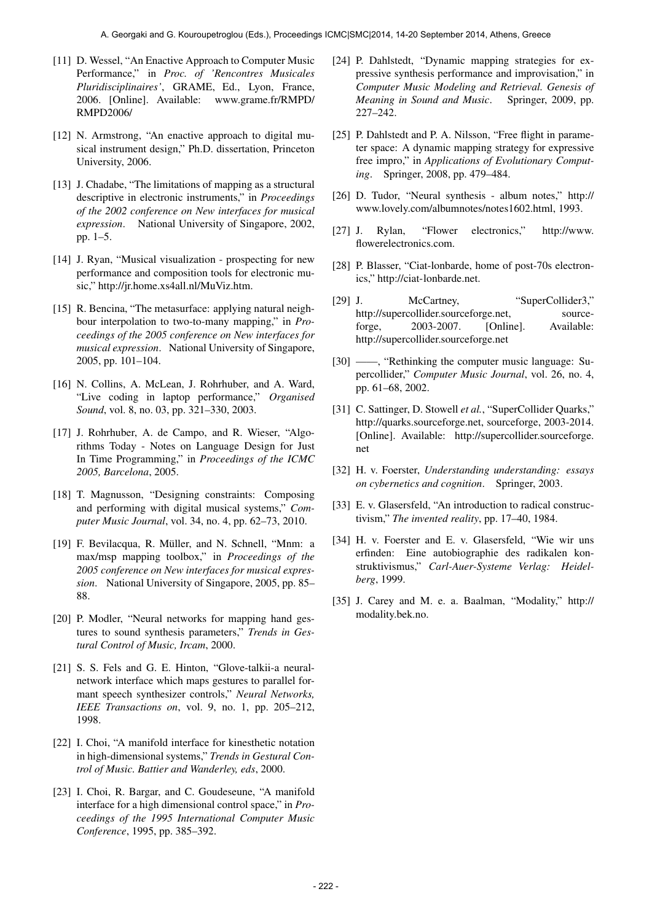[11] D. Wessel, "An Enactive Approach to Computer Music Performance," in *Proc. of 'Rencontres Musicales Pluridisciplinaires'*, GRAME, Ed., Lyon, France, 2006. [Online]. Available: www.grame.fr/RMPD/RMPD2006/

[12] N. Armstrong, "An enactive approach to digital musical instrument design," Ph.D. dissertation, Princeton University, 2006.

[13] J. Chadabe, "The limitations of mapping as a structural descriptive in electronic instruments," in *Proceedings of the 2002 conference on New interfaces for musical expression*. National University of Singapore, 2002, pp. 1–5.

[14] J. Ryan, "Musical visualization - prospecting for new performance and composition tools for electronic music," http://jr.home.xs4all.nl/MuViz.htm.

[15] R. Bencina, "The metasurface: applying natural neighbour interpolation to two-to-many mapping," in *Proceedings of the 2005 conference on New interfaces for musical expression*. National University of Singapore, 2005, pp. 101–104.

[16] N. Collins, A. McLean, J. Rohrhuber, and A. Ward, "Live coding in laptop performance," *Organised Sound*, vol. 8, no. 03, pp. 321–330, 2003.

[17] J. Rohrhuber, A. de Campo, and R. Wieser, "Algorithms Today - Notes on Language Design for Just In Time Programming," in *Proceedings of the ICMC 2005, Barcelona*, 2005.

[18] T. Magnusson, "Designing constraints: Composing and performing with digital musical systems," *Computer Music Journal*, vol. 34, no. 4, pp. 62–73, 2010.

[19] F. Bevilacqua, R. Müller, and N. Schnell, "Mnm: a max/msp mapping toolbox," in *Proceedings of the 2005 conference on New interfaces for musical expression*. National University of Singapore, 2005, pp. 85–88.

[20] P. Modler, "Neural networks for mapping hand gestures to sound synthesis parameters," *Trends in Gestural Control of Music, Ircam*, 2000.

[21] S. S. Fels and G. E. Hinton, "Glove-talkii-a neural-network interface which maps gestures to parallel formant speech synthesizer controls," *Neural Networks, IEEE Transactions on*, vol. 9, no. 1, pp. 205–212, 1998.

[22] I. Choi, "A manifold interface for kinesthetic notation in high-dimensional systems," *Trends in Gestural Control of Music. Battier and Wanderley, eds*, 2000.

[23] I. Choi, R. Bargar, and C. Goudeseune, "A manifold interface for a high dimensional control space," in *Proceedings of the 1995 International Computer Music Conference*, 1995, pp. 385–392.

[24] P. Dahlstedt, "Dynamic mapping strategies for expressive synthesis performance and improvisation," in *Computer Music Modeling and Retrieval. Genesis of Meaning in Sound and Music*. Springer, 2009, pp. 227–242.

[25] P. Dahlstedt and P. A. Nilsson, "Free flight in parameter space: A dynamic mapping strategy for expressive free impro," in *Applications of Evolutionary Computing*. Springer, 2008, pp. 479–484.

[26] D. Tudor, "Neural synthesis - album notes," http://www.lovely.com/albumnotes/notes1602.html, 1993.

[27] J. Rylan, "Flower electronics," http://www.flowerelectronics.com.

[28] P. Blasser, "Ciat-lonbarde, home of post-70s electronics," http://ciat-lonbarde.net.

[29] J. McCartney, "SuperCollider3," http://supercollider.sourceforge.net, sourceforge, 2003-2007. [Online]. Available: http://supercollider.sourceforge.net

[30] ——, "Rethinking the computer music language: Supercollider," *Computer Music Journal*, vol. 26, no. 4, pp. 61–68, 2002.

[31] C. Sattinger, D. Stowell *et al.*, "SuperCollider Quarks," http://quarks.sourceforge.net, sourceforge, 2003-2014. [Online]. Available: http://supercollider.sourceforge.net

[32] H. v. Foerster, *Understanding understanding: essays on cybernetics and cognition*. Springer, 2003.

[33] E. v. Glasersfeld, "An introduction to radical constructivism," *The invented reality*, pp. 17–40, 1984.

[34] H. v. Foerster and E. v. Glasersfeld, "Wie wir uns erfinden: Eine autobiographie des radikalen konstruktivismus," *Carl-Auer-Systeme Verlag: Heidelberg*, 1999.

[35] J. Carey and M. e. a. Baalman, "Modality," http://modality.bek.no.